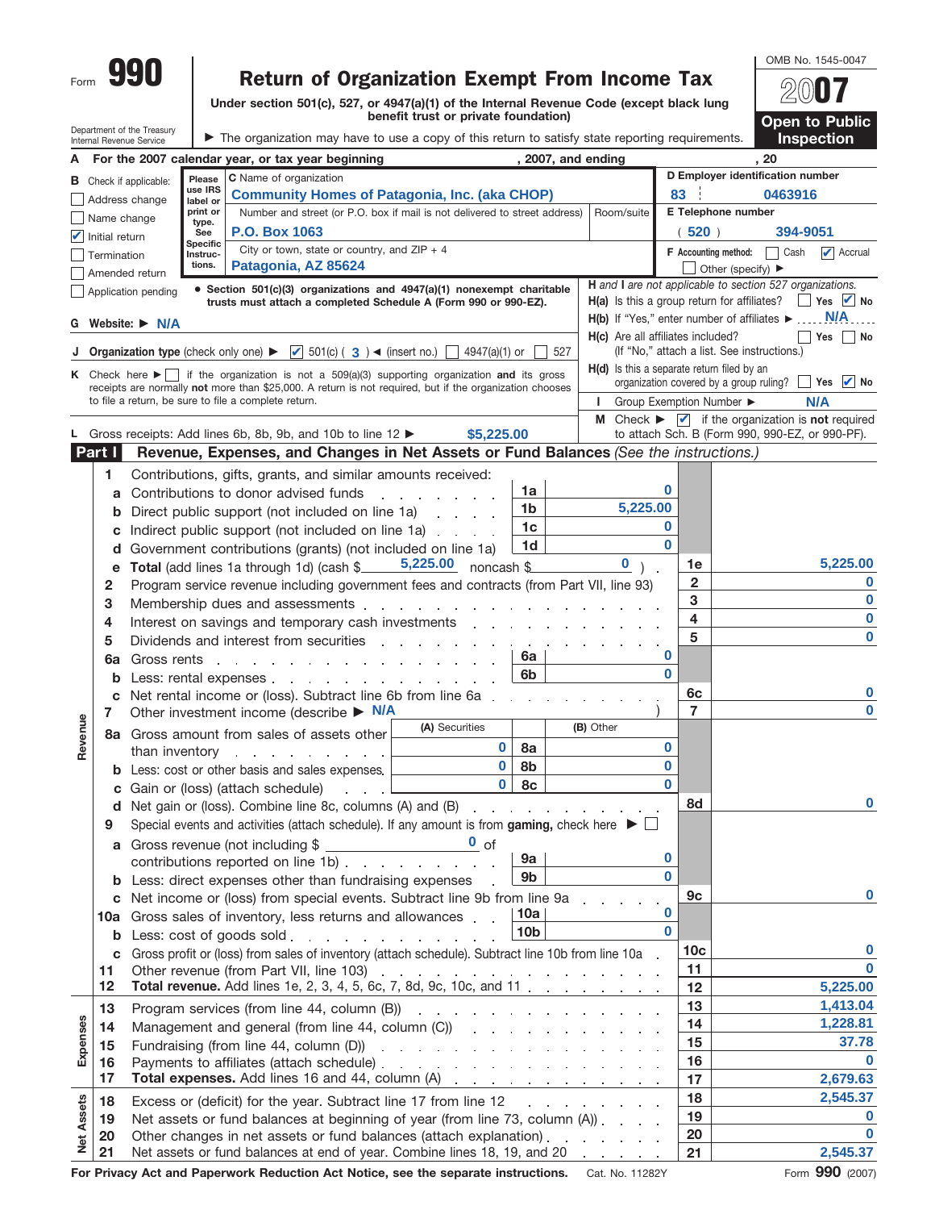Form **990**

# Return of Organization Exempt From Income Tax

**Under section 501(c), 527, or 4947(a)(1) of the Internal Revenue Code (except black lung benefit trust or private foundation)**

Department of the Treasury
Internal Revenue Service

▶ The organization may have to use a copy of this return to satisfy state reporting requirements.

OMB No. 1545-0047

**2007**

**Open to Public Inspection**

**A** For the 2007 calendar year, or tax year beginning , 2007, and ending , 20

**B** Check if applicable:
- ☐ Address change
- ☐ Name change
- ☑ Initial return
- ☐ Termination
- ☐ Amended return
- ☐ Application pending

**C** Name of organization: **Community Homes of Patagonia, Inc. (aka CHOP)**

Number and street (or P.O. box if mail is not delivered to street address): **P.O. Box 1063** Room/suite:

City or town, state or country, and ZIP + 4: **Patagonia, AZ 85624**

**D** Employer identification number: **83 0463916**

**E** Telephone number: **(520) 394-9051**

**F** Accounting method: ☐ Cash ☑ Accrual ☐ Other (specify) ▶

• **Section 501(c)(3) organizations and 4947(a)(1) nonexempt charitable trusts must attach a completed Schedule A (Form 990 or 990-EZ).**

*H and I are not applicable to section 527 organizations.*

**H(a)** Is this a group return for affiliates? ☐ Yes ☑ No

**H(b)** If "Yes," enter number of affiliates ▶ **N/A**

**H(c)** Are all affiliates included? ☐ Yes ☐ No (If "No," attach a list. See instructions.)

**H(d)** Is this a separate return filed by an organization covered by a group ruling? ☐ Yes ☑ No

**G** Website: ▶ **N/A**

**I** Group Exemption Number ▶ **N/A**

**J** Organization type (check only one) ▶ ☑ 501(c) ( **3** ) ◀ (insert no.) ☐ 4947(a)(1) or ☐ 527

**K** Check here ▶ ☐ if the organization is not a 509(a)(3) supporting organization **and** its gross receipts are normally **not** more than $25,000. A return is not required, but if the organization chooses to file a return, be sure to file a complete return.

**M** Check ▶ ☑ if the organization is **not** required to attach Sch. B (Form 990, 990-EZ, or 990-PF).

**L** Gross receipts: Add lines 6b, 8b, 9b, and 10b to line 12 ▶ **$5,225.00**

## Part I Revenue, Expenses, and Changes in Net Assets or Fund Balances *(See the instructions.)*

### Revenue

| Line | Description | | | | Line | Amount |
|---|---|---|---|---|---|---|
| 1 | Contributions, gifts, grants, and similar amounts received: | | | | | |
| a | Contributions to donor advised funds | 1a | 0 | | | |
| b | Direct public support (not included on line 1a) | 1b | 5,225.00 | | | |
| c | Indirect public support (not included on line 1a) | 1c | 0 | | | |
| d | Government contributions (grants) (not included on line 1a) | 1d | 0 | | | |
| e | **Total** (add lines 1a through 1d) (cash $ 5,225.00 noncash $ 0 ) | | | | 1e | 5,225.00 |
| 2 | Program service revenue including government fees and contracts (from Part VII, line 93) | | | | 2 | 0 |
| 3 | Membership dues and assessments | | | | 3 | 0 |
| 4 | Interest on savings and temporary cash investments | | | | 4 | 0 |
| 5 | Dividends and interest from securities | | | | 5 | 0 |
| 6a | Gross rents | 6a | 0 | | | |
| b | Less: rental expenses | 6b | 0 | | | |
| c | Net rental income or (loss). Subtract line 6b from line 6a | | | | 6c | 0 |
| 7 | Other investment income (describe ▶ N/A ) | | | | 7 | 0 |

| Line | Description | (A) Securities | | (B) Other | Line | Amount |
|---|---|---|---|---|---|---|
| 8a | Gross amount from sales of assets other than inventory | 0 | 8a | 0 | | |
| b | Less: cost or other basis and sales expenses | 0 | 8b | 0 | | |
| c | Gain or (loss) (attach schedule) | 0 | 8c | 0 | | |
| d | Net gain or (loss). Combine line 8c, columns (A) and (B) | | | | 8d | 0 |

| Line | Description | | | Line | Amount |
|---|---|---|---|---|---|
| 9 | Special events and activities (attach schedule). If any amount is from **gaming,** check here ▶ ☐ | | | | |
| a | Gross revenue (not including $ 0 of contributions reported on line 1b) | 9a | 0 | | |
| b | Less: direct expenses other than fundraising expenses | 9b | 0 | | |
| c | Net income or (loss) from special events. Subtract line 9b from line 9a | | | 9c | 0 |
| 10a | Gross sales of inventory, less returns and allowances | 10a | 0 | | |
| b | Less: cost of goods sold | 10b | 0 | | |
| c | Gross profit or (loss) from sales of inventory (attach schedule). Subtract line 10b from line 10a | | | 10c | 0 |
| 11 | Other revenue (from Part VII, line 103) | | | 11 | 0 |
| 12 | **Total revenue.** Add lines 1e, 2, 3, 4, 5, 6c, 7, 8d, 9c, 10c, and 11 | | | 12 | 5,225.00 |

### Expenses

| Line | Description | Line | Amount |
|---|---|---|---|
| 13 | Program services (from line 44, column (B)) | 13 | 1,413.04 |
| 14 | Management and general (from line 44, column (C)) | 14 | 1,228.81 |
| 15 | Fundraising (from line 44, column (D)) | 15 | 37.78 |
| 16 | Payments to affiliates (attach schedule) | 16 | 0 |
| 17 | **Total expenses.** Add lines 16 and 44, column (A) | 17 | 2,679.63 |

### Net Assets

| Line | Description | Line | Amount |
|---|---|---|---|
| 18 | Excess or (deficit) for the year. Subtract line 17 from line 12 | 18 | 2,545.37 |
| 19 | Net assets or fund balances at beginning of year (from line 73, column (A)) | 19 | 0 |
| 20 | Other changes in net assets or fund balances (attach explanation) | 20 | 0 |
| 21 | Net assets or fund balances at end of year. Combine lines 18, 19, and 20 | 21 | 2,545.37 |

**For Privacy Act and Paperwork Reduction Act Notice, see the separate instructions.** Cat. No. 11282Y Form **990** (2007)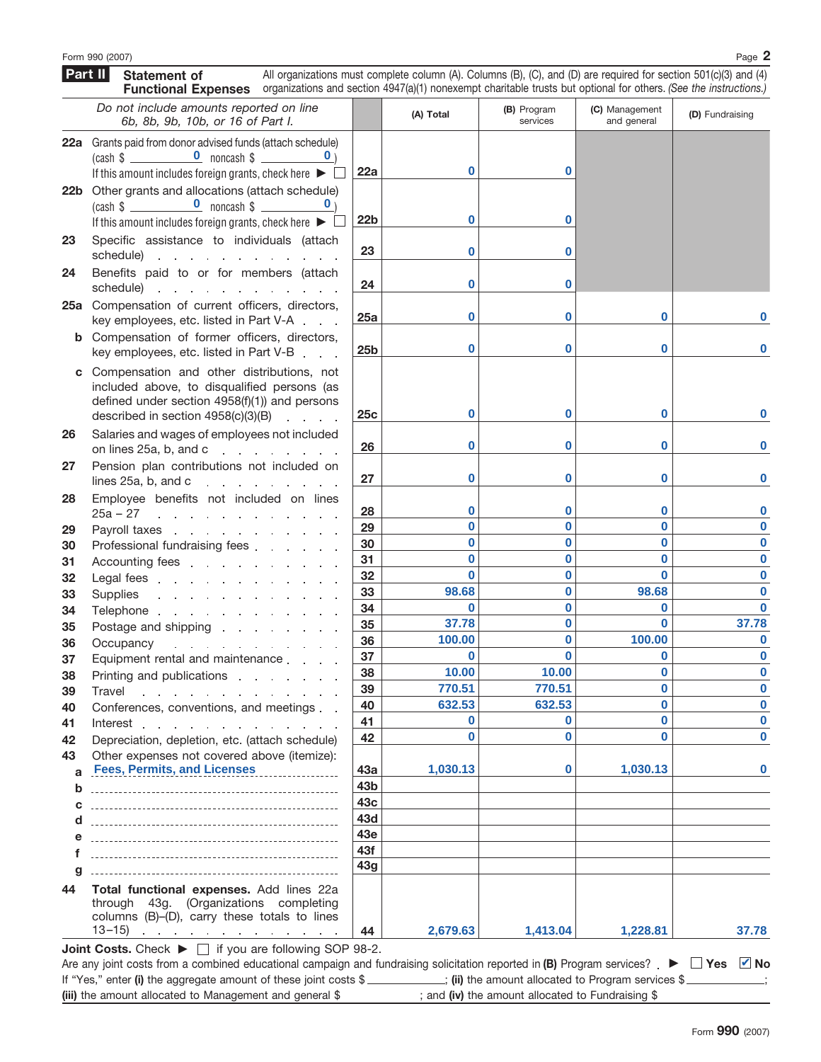Form 990 (2007)

## Part II Statement of Functional Expenses

All organizations must complete column (A). Columns (B), (C), and (D) are required for section 501(c)(3) and (4) organizations and section 4947(a)(1) nonexempt charitable trusts but optional for others. *(See the instructions.)*

| *Do not include amounts reported on line 6b, 8b, 9b, 10b, or 16 of Part I.* | | (A) Total | (B) Program services | (C) Management and general | (D) Fundraising |
|---|---|---|---|---|---|
| **22a** Grants paid from donor advised funds (attach schedule) (cash $ 0 noncash $ 0) If this amount includes foreign grants, check here ▶ ☐ | 22a | 0 | 0 | | |
| **22b** Other grants and allocations (attach schedule) (cash $ 0 noncash $ 0) If this amount includes foreign grants, check here ▶ ☐ | 22b | 0 | 0 | | |
| **23** Specific assistance to individuals (attach schedule) | 23 | 0 | 0 | | |
| **24** Benefits paid to or for members (attach schedule) | 24 | 0 | 0 | | |
| **25a** Compensation of current officers, directors, key employees, etc. listed in Part V-A | 25a | 0 | 0 | 0 | 0 |
| **b** Compensation of former officers, directors, key employees, etc. listed in Part V-B | 25b | 0 | 0 | 0 | 0 |
| **c** Compensation and other distributions, not included above, to disqualified persons (as defined under section 4958(f)(1)) and persons described in section 4958(c)(3)(B) | 25c | 0 | 0 | 0 | 0 |
| **26** Salaries and wages of employees not included on lines 25a, b, and c | 26 | 0 | 0 | 0 | 0 |
| **27** Pension plan contributions not included on lines 25a, b, and c | 27 | 0 | 0 | 0 | 0 |
| **28** Employee benefits not included on lines 25a – 27 | 28 | 0 | 0 | 0 | 0 |
| **29** Payroll taxes | 29 | 0 | 0 | 0 | 0 |
| **30** Professional fundraising fees | 30 | 0 | 0 | 0 | 0 |
| **31** Accounting fees | 31 | 0 | 0 | 0 | 0 |
| **32** Legal fees | 32 | 0 | 0 | 0 | 0 |
| **33** Supplies | 33 | 98.68 | 0 | 98.68 | 0 |
| **34** Telephone | 34 | 0 | 0 | 0 | 0 |
| **35** Postage and shipping | 35 | 37.78 | 0 | 0 | 37.78 |
| **36** Occupancy | 36 | 100.00 | 0 | 100.00 | 0 |
| **37** Equipment rental and maintenance | 37 | 0 | 0 | 0 | 0 |
| **38** Printing and publications | 38 | 10.00 | 10.00 | 0 | 0 |
| **39** Travel | 39 | 770.51 | 770.51 | 0 | 0 |
| **40** Conferences, conventions, and meetings | 40 | 632.53 | 632.53 | 0 | 0 |
| **41** Interest | 41 | 0 | 0 | 0 | 0 |
| **42** Depreciation, depletion, etc. (attach schedule) | 42 | 0 | 0 | 0 | 0 |
| **43** Other expenses not covered above (itemize): | | | | | |
| **a** Fees, Permits, and Licenses | 43a | 1,030.13 | 0 | 1,030.13 | 0 |
| **b** | 43b | | | | |
| **c** | 43c | | | | |
| **d** | 43d | | | | |
| **e** | 43e | | | | |
| **f** | 43f | | | | |
| **g** | 43g | | | | |
| **44 Total functional expenses.** Add lines 22a through 43g. (Organizations completing columns (B)–(D), carry these totals to lines 13–15) | 44 | 2,679.63 | 1,413.04 | 1,228.81 | 37.78 |

**Joint Costs.** Check ▶ ☐ if you are following SOP 98-2.

Are any joint costs from a combined educational campaign and fundraising solicitation reported in **(B)** Program services? ▶ ☐ Yes ☑ No

If "Yes," enter **(i)** the aggregate amount of these joint costs $ ______; **(ii)** the amount allocated to Program services $ ______; **(iii)** the amount allocated to Management and general $ ______; and **(iv)** the amount allocated to Fundraising $ ______

Form **990** (2007)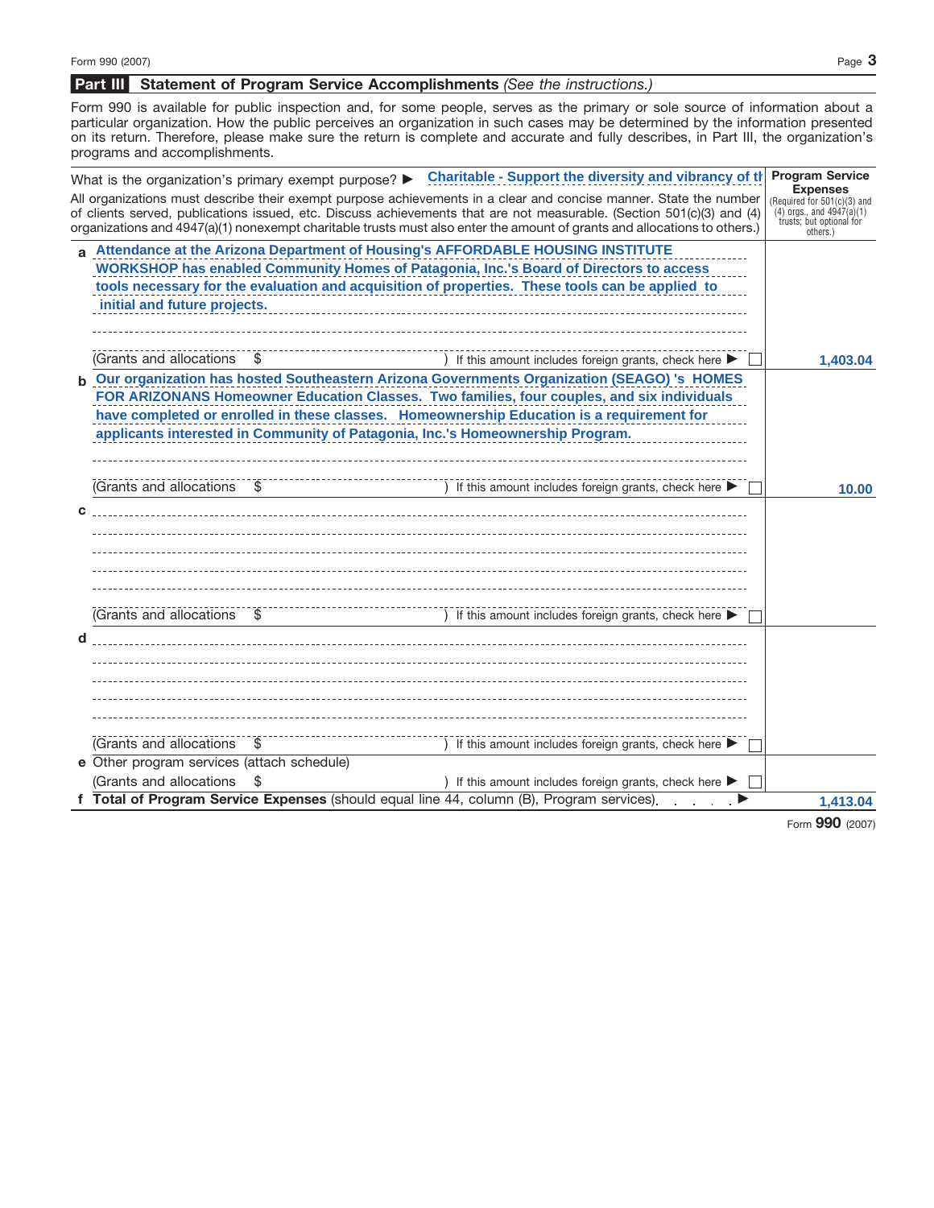## Part III Statement of Program Service Accomplishments *(See the instructions.)*

Form 990 is available for public inspection and, for some people, serves as the primary or sole source of information about a particular organization. How the public perceives an organization in such cases may be determined by the information presented on its return. Therefore, please make sure the return is complete and accurate and fully describes, in Part III, the organization's programs and accomplishments.

| What is the organization's primary exempt purpose? ▶ Charitable - Support the diversity and vibrancy of th<br>All organizations must describe their exempt purpose achievements in a clear and concise manner. State the number of clients served, publications issued, etc. Discuss achievements that are not measurable. (Section 501(c)(3) and (4) organizations and 4947(a)(1) nonexempt charitable trusts must also enter the amount of grants and allocations to others.) | **Program Service Expenses** (Required for 501(c)(3) and (4) orgs., and 4947(a)(1) trusts; but optional for others.) |
|---|---|
| **a** Attendance at the Arizona Department of Housing's AFFORDABLE HOUSING INSTITUTE WORKSHOP has enabled Community Homes of Patagonia, Inc.'s Board of Directors to access tools necessary for the evaluation and acquisition of properties. These tools can be applied to initial and future projects.<br>(Grants and allocations $ ) If this amount includes foreign grants, check here ▶ ☐ | 1,403.04 |
| **b** Our organization has hosted Southeastern Arizona Governments Organization (SEAGO) 's HOMES FOR ARIZONANS Homeowner Education Classes. Two families, four couples, and six individuals have completed or enrolled in these classes. Homeownership Education is a requirement for applicants interested in Community of Patagonia, Inc.'s Homeownership Program.<br>(Grants and allocations $ ) If this amount includes foreign grants, check here ▶ ☐ | 10.00 |
| **c**<br>(Grants and allocations $ ) If this amount includes foreign grants, check here ▶ ☐ | |
| **d**<br>(Grants and allocations $ ) If this amount includes foreign grants, check here ▶ ☐ | |
| **e** Other program services (attach schedule)<br>(Grants and allocations $ ) If this amount includes foreign grants, check here ▶ ☐ | |
| **f Total of Program Service Expenses** (should equal line 44, column (B), Program services) . . . . . ▶ | 1,413.04 |

Form **990** (2007)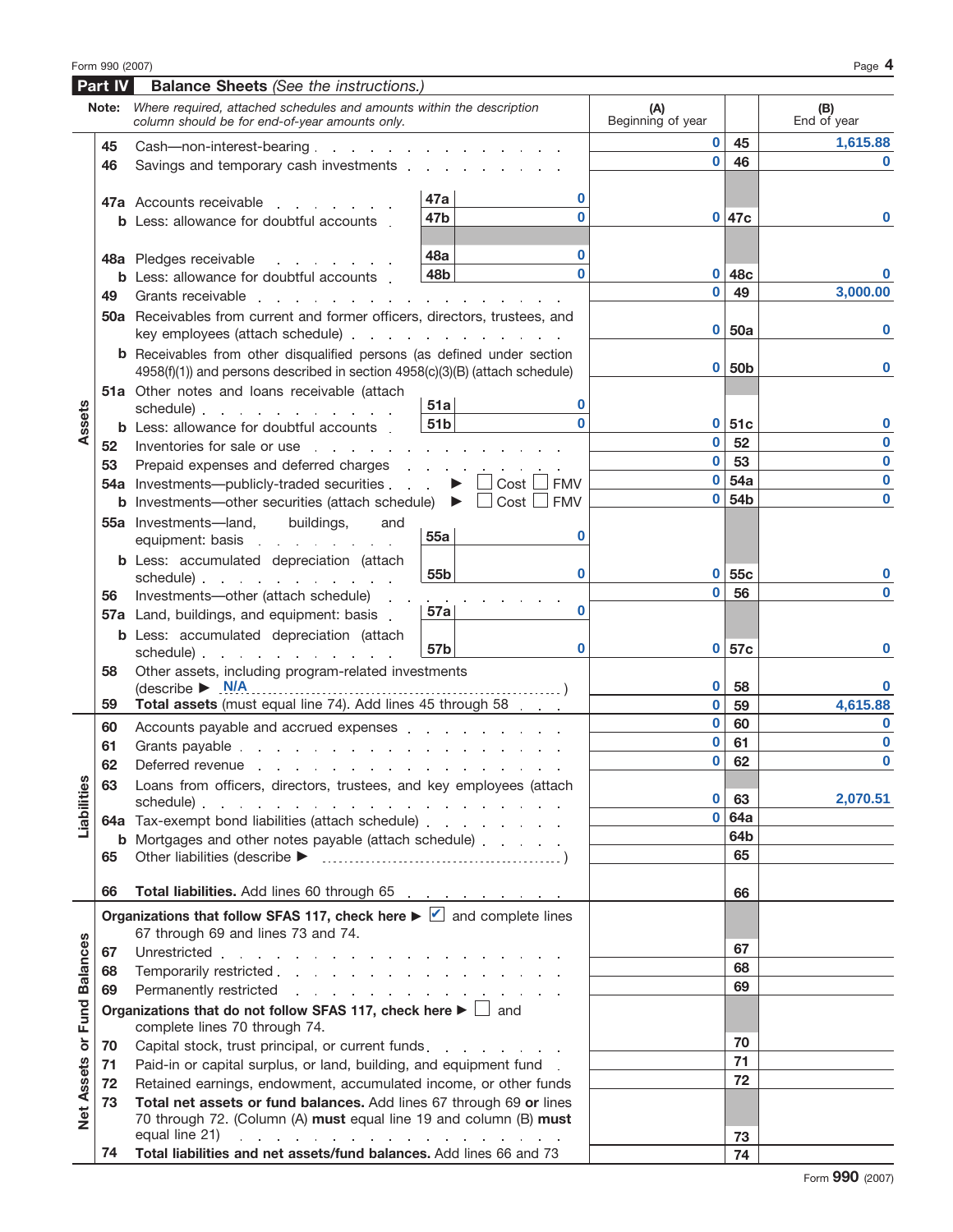Form 990 (2007)

## Part IV Balance Sheets *(See the instructions.)*

**Note:** *Where required, attached schedules and amounts within the description column should be for end-of-year amounts only.*

| | | | | (A) Beginning of year | | (B) End of year |
|---|---|---|---|---|---|---|
| **Assets** | 45 | Cash—non-interest-bearing | | 0 | 45 | 1,615.88 |
| | 46 | Savings and temporary cash investments | | 0 | 46 | 0 |
| | 47a | Accounts receivable | 47a 0 | | | |
| | b | Less: allowance for doubtful accounts | 47b 0 | 0 | 47c | 0 |
| | 48a | Pledges receivable | 48a 0 | | | |
| | b | Less: allowance for doubtful accounts | 48b 0 | 0 | 48c | 0 |
| | 49 | Grants receivable | | 0 | 49 | 3,000.00 |
| | 50a | Receivables from current and former officers, directors, trustees, and key employees (attach schedule) | | 0 | 50a | 0 |
| | b | Receivables from other disqualified persons (as defined under section 4958(f)(1)) and persons described in section 4958(c)(3)(B) (attach schedule) | | 0 | 50b | 0 |
| | 51a | Other notes and loans receivable (attach schedule) | 51a 0 | | | |
| | b | Less: allowance for doubtful accounts | 51b 0 | 0 | 51c | 0 |
| | 52 | Inventories for sale or use | | 0 | 52 | 0 |
| | 53 | Prepaid expenses and deferred charges | | 0 | 53 | 0 |
| | 54a | Investments—publicly-traded securities ▶ ☐ Cost ☐ FMV | | 0 | 54a | 0 |
| | b | Investments—other securities (attach schedule) ▶ ☐ Cost ☐ FMV | | 0 | 54b | 0 |
| | 55a | Investments—land, buildings, and equipment: basis | 55a 0 | | | |
| | b | Less: accumulated depreciation (attach schedule) | 55b 0 | 0 | 55c | 0 |
| | 56 | Investments—other (attach schedule) | | 0 | 56 | 0 |
| | 57a | Land, buildings, and equipment: basis | 57a 0 | | | |
| | b | Less: accumulated depreciation (attach schedule) | 57b 0 | 0 | 57c | 0 |
| | 58 | Other assets, including program-related investments (describe ▶ N/A) | | 0 | 58 | 0 |
| | 59 | **Total assets** (must equal line 74). Add lines 45 through 58 | | 0 | 59 | 4,615.88 |
| **Liabilities** | 60 | Accounts payable and accrued expenses | | 0 | 60 | 0 |
| | 61 | Grants payable | | 0 | 61 | 0 |
| | 62 | Deferred revenue | | 0 | 62 | 0 |
| | 63 | Loans from officers, directors, trustees, and key employees (attach schedule) | | 0 | 63 | 2,070.51 |
| | 64a | Tax-exempt bond liabilities (attach schedule) | | 0 | 64a | |
| | b | Mortgages and other notes payable (attach schedule) | | | 64b | |
| | 65 | Other liabilities (describe ▶ ) | | | 65 | |
| | 66 | **Total liabilities.** Add lines 60 through 65 | | | 66 | |
| **Net Assets or Fund Balances** | | **Organizations that follow SFAS 117, check here** ▶ ☑ and complete lines 67 through 69 and lines 73 and 74. | | | | |
| | 67 | Unrestricted | | | 67 | |
| | 68 | Temporarily restricted | | | 68 | |
| | 69 | Permanently restricted | | | 69 | |
| | | **Organizations that do not follow SFAS 117, check here** ▶ ☐ and complete lines 70 through 74. | | | | |
| | 70 | Capital stock, trust principal, or current funds | | | 70 | |
| | 71 | Paid-in or capital surplus, or land, building, and equipment fund | | | 71 | |
| | 72 | Retained earnings, endowment, accumulated income, or other funds | | | 72 | |
| | 73 | **Total net assets or fund balances.** Add lines 67 through 69 **or** lines 70 through 72. (Column (A) **must** equal line 19 and column (B) **must** equal line 21) | | | 73 | |
| | 74 | **Total liabilities and net assets/fund balances.** Add lines 66 and 73 | | | 74 | |

Form **990** (2007)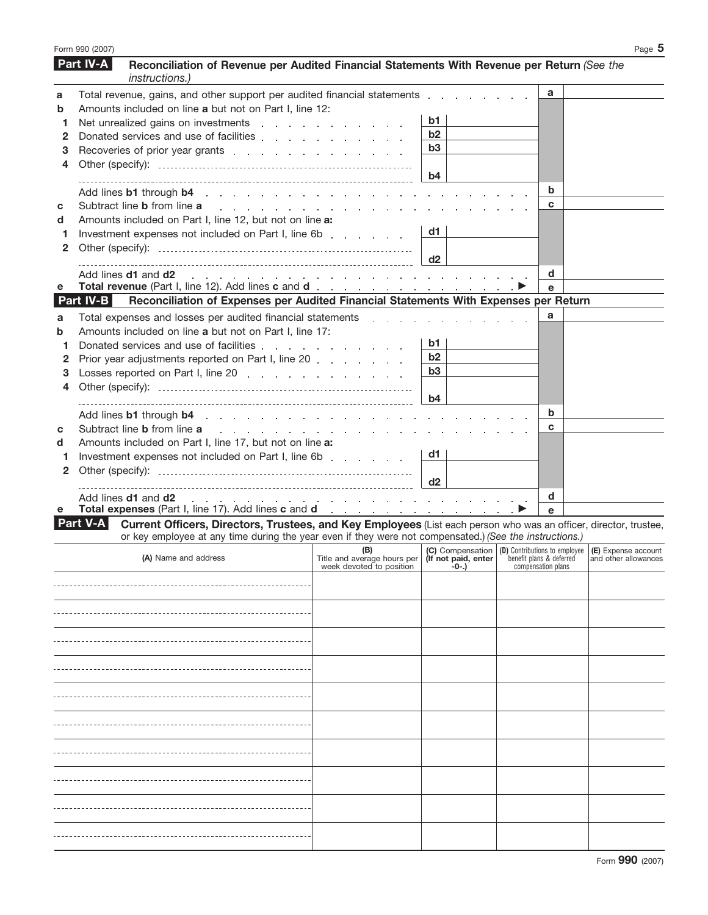Form 990 (2007)

## Part IV-A Reconciliation of Revenue per Audited Financial Statements With Revenue per Return *(See the instructions.)*

| | | | | | |
|---|---|---|---|---|---|
| **a** | Total revenue, gains, and other support per audited financial statements | | | a | |
| **b** | Amounts included on line **a** but not on Part I, line 12: | | | | |
| 1 | Net unrealized gains on investments | b1 | | | |
| 2 | Donated services and use of facilities | b2 | | | |
| 3 | Recoveries of prior year grants | b3 | | | |
| 4 | Other (specify): | b4 | | | |
| | Add lines **b1** through **b4** | | | b | |
| **c** | Subtract line **b** from line **a** | | | c | |
| **d** | Amounts included on Part I, line 12, but not on line **a:** | | | | |
| 1 | Investment expenses not included on Part I, line 6b | d1 | | | |
| 2 | Other (specify): | d2 | | | |
| | Add lines **d1** and **d2** | | | d | |
| **e** | **Total revenue** (Part I, line 12). Add lines **c** and **d** ▶ | | | e | |

## Part IV-B Reconciliation of Expenses per Audited Financial Statements With Expenses per Return

| | | | | | |
|---|---|---|---|---|---|
| **a** | Total expenses and losses per audited financial statements | | | a | |
| **b** | Amounts included on line **a** but not on Part I, line 17: | | | | |
| 1 | Donated services and use of facilities | b1 | | | |
| 2 | Prior year adjustments reported on Part I, line 20 | b2 | | | |
| 3 | Losses reported on Part I, line 20 | b3 | | | |
| 4 | Other (specify): | b4 | | | |
| | Add lines **b1** through **b4** | | | b | |
| **c** | Subtract line **b** from line **a** | | | c | |
| **d** | Amounts included on Part I, line 17, but not on line **a:** | | | | |
| 1 | Investment expenses not included on Part I, line 6b | d1 | | | |
| 2 | Other (specify): | d2 | | | |
| | Add lines **d1** and **d2** | | | d | |
| **e** | **Total expenses** (Part I, line 17). Add lines **c** and **d** ▶ | | | e | |

## Part V-A Current Officers, Directors, Trustees, and Key Employees 
(List each person who was an officer, director, trustee, or key employee at any time during the year even if they were not compensated.) *(See the instructions.)*

| (A) Name and address | (B) Title and average hours per week devoted to position | (C) Compensation (If not paid, enter -0-.) | (D) Contributions to employee benefit plans & deferred compensation plans | (E) Expense account and other allowances |
|---|---|---|---|---|
| | | | | |
| | | | | |
| | | | | |
| | | | | |
| | | | | |
| | | | | |
| | | | | |
| | | | | |
| | | | | |
| | | | | |

Form **990** (2007)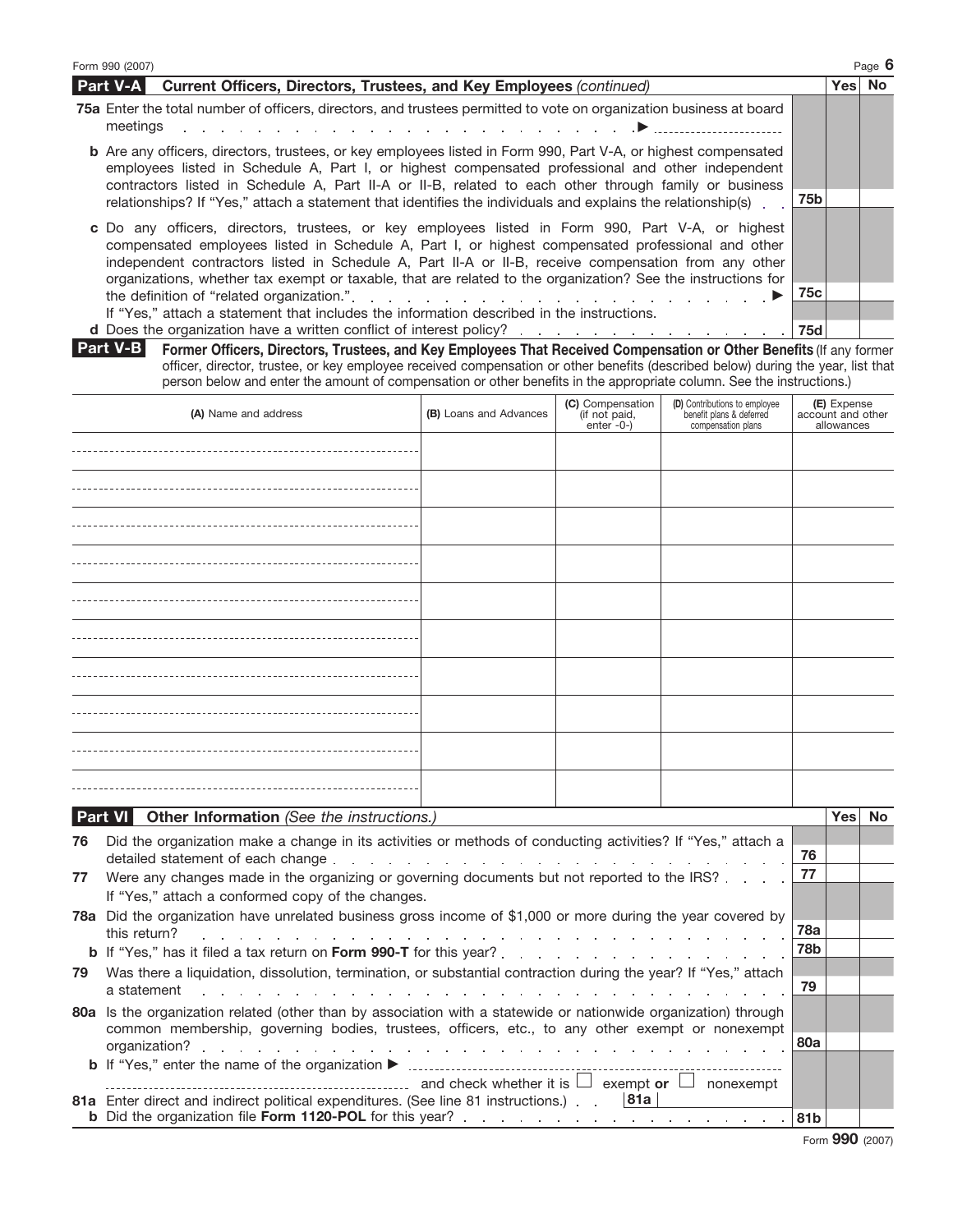Form 990 (2007)

## Part V-A Current Officers, Directors, Trustees, and Key Employees *(continued)*

| | | | Yes | No |
|---|---|---|---|---|
| **75a** | Enter the total number of officers, directors, and trustees permitted to vote on organization business at board meetings ▶ | | | |
| **b** | Are any officers, directors, trustees, or key employees listed in Form 990, Part V-A, or highest compensated employees listed in Schedule A, Part I, or highest compensated professional and other independent contractors listed in Schedule A, Part II-A or II-B, related to each other through family or business relationships? If "Yes," attach a statement that identifies the individuals and explains the relationship(s) | 75b | | |
| **c** | Do any officers, directors, trustees, or key employees listed in Form 990, Part V-A, or highest compensated employees listed in Schedule A, Part I, or highest compensated professional and other independent contractors listed in Schedule A, Part II-A or II-B, receive compensation from any other organizations, whether tax exempt or taxable, that are related to the organization? See the instructions for the definition of "related organization." ▶<br>If "Yes," attach a statement that includes the information described in the instructions. | 75c | | |
| **d** | Does the organization have a written conflict of interest policy? | 75d | | |

## Part V-B Former Officers, Directors, Trustees, and Key Employees That Received Compensation or Other Benefits

(If any former officer, director, trustee, or key employee received compensation or other benefits (described below) during the year, list that person below and enter the amount of compensation or other benefits in the appropriate column. See the instructions.)

| (A) Name and address | (B) Loans and Advances | (C) Compensation (if not paid, enter -0-) | (D) Contributions to employee benefit plans & deferred compensation plans | (E) Expense account and other allowances |
|---|---|---|---|---|
| | | | | |
| | | | | |
| | | | | |
| | | | | |
| | | | | |
| | | | | |
| | | | | |
| | | | | |
| | | | | |
| | | | | |

## Part VI Other Information *(See the instructions.)*

| | | | Yes | No |
|---|---|---|---|---|
| **76** | Did the organization make a change in its activities or methods of conducting activities? If "Yes," attach a detailed statement of each change | 76 | | |
| **77** | Were any changes made in the organizing or governing documents but not reported to the IRS?<br>If "Yes," attach a conformed copy of the changes. | 77 | | |
| **78a** | Did the organization have unrelated business gross income of $1,000 or more during the year covered by this return? | 78a | | |
| **b** | If "Yes," has it filed a tax return on **Form 990-T** for this year? | 78b | | |
| **79** | Was there a liquidation, dissolution, termination, or substantial contraction during the year? If "Yes," attach a statement | 79 | | |
| **80a** | Is the organization related (other than by association with a statewide or nationwide organization) through common membership, governing bodies, trustees, officers, etc., to any other exempt or nonexempt organization? | 80a | | |
| **b** | If "Yes," enter the name of the organization ▶ ______ and check whether it is ☐ exempt **or** ☐ nonexempt | | | |
| **81a** | Enter direct and indirect political expenditures. (See line 81 instructions.) **81a** | | | |
| **b** | Did the organization file **Form 1120-POL** for this year? | 81b | | |

Form **990** (2007)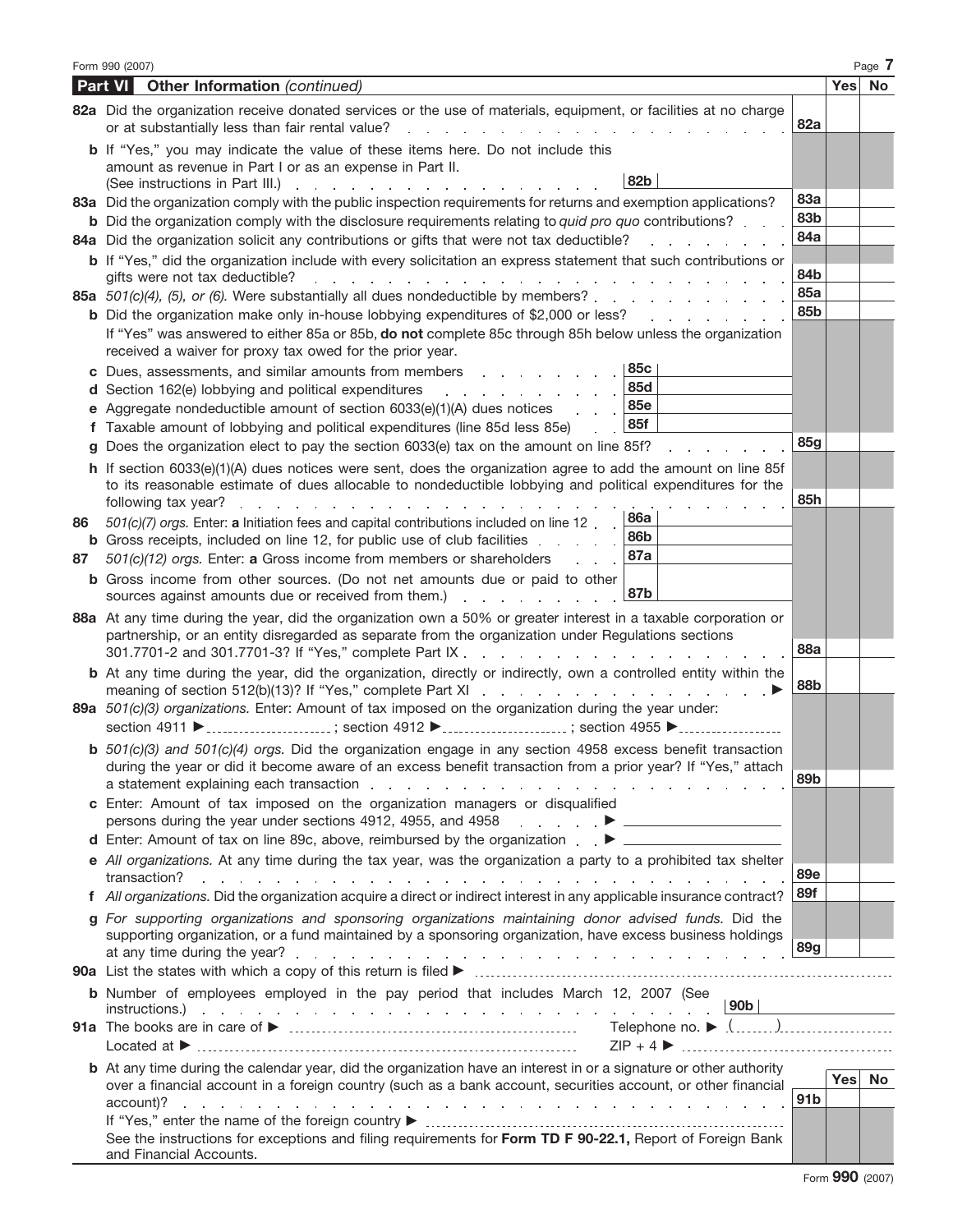## Part VI Other Information *(continued)*

| | | | Yes | No |
|---|---|---|---|---|
| **82a** | Did the organization receive donated services or the use of materials, equipment, or facilities at no charge or at substantially less than fair rental value? | **82a** | | |
| **b** | If "Yes," you may indicate the value of these items here. Do not include this amount as revenue in Part I or as an expense in Part II. (See instructions in Part III.) **82b** | | | |
| **83a** | Did the organization comply with the public inspection requirements for returns and exemption applications? | **83a** | | |
| **b** | Did the organization comply with the disclosure requirements relating to *quid pro quo* contributions? | **83b** | | |
| **84a** | Did the organization solicit any contributions or gifts that were not tax deductible? | **84a** | | |
| **b** | If "Yes," did the organization include with every solicitation an express statement that such contributions or gifts were not tax deductible? | **84b** | | |
| **85a** | *501(c)(4), (5), or (6).* Were substantially all dues nondeductible by members? | **85a** | | |
| **b** | Did the organization make only in-house lobbying expenditures of $2,000 or less? | **85b** | | |
| | If "Yes" was answered to either 85a or 85b, **do not** complete 85c through 85h below unless the organization received a waiver for proxy tax owed for the prior year. | | | |
| **c** | Dues, assessments, and similar amounts from members **85c** | | | |
| **d** | Section 162(e) lobbying and political expenditures **85d** | | | |
| **e** | Aggregate nondeductible amount of section 6033(e)(1)(A) dues notices **85e** | | | |
| **f** | Taxable amount of lobbying and political expenditures (line 85d less 85e) **85f** | | | |
| **g** | Does the organization elect to pay the section 6033(e) tax on the amount on line 85f? | **85g** | | |
| **h** | If section 6033(e)(1)(A) dues notices were sent, does the organization agree to add the amount on line 85f to its reasonable estimate of dues allocable to nondeductible lobbying and political expenditures for the following tax year? | **85h** | | |
| **86** | *501(c)(7) orgs.* Enter: **a** Initiation fees and capital contributions included on line 12 **86a** | | | |
| **b** | Gross receipts, included on line 12, for public use of club facilities **86b** | | | |
| **87** | *501(c)(12) orgs.* Enter: **a** Gross income from members or shareholders **87a** | | | |
| **b** | Gross income from other sources. (Do not net amounts due or paid to other sources against amounts due or received from them.) **87b** | | | |
| **88a** | At any time during the year, did the organization own a 50% or greater interest in a taxable corporation or partnership, or an entity disregarded as separate from the organization under Regulations sections 301.7701-2 and 301.7701-3? If "Yes," complete Part IX | **88a** | | |
| **b** | At any time during the year, did the organization, directly or indirectly, own a controlled entity within the meaning of section 512(b)(13)? If "Yes," complete Part XI ▶ | **88b** | | |
| **89a** | *501(c)(3) organizations.* Enter: Amount of tax imposed on the organization during the year under: section 4911 ▶ ________ ; section 4912 ▶ ________ ; section 4955 ▶ ________ | | | |
| **b** | *501(c)(3) and 501(c)(4) orgs.* Did the organization engage in any section 4958 excess benefit transaction during the year or did it become aware of an excess benefit transaction from a prior year? If "Yes," attach a statement explaining each transaction | **89b** | | |
| **c** | Enter: Amount of tax imposed on the organization managers or disqualified persons during the year under sections 4912, 4955, and 4958 ▶ ________ | | | |
| **d** | Enter: Amount of tax on line 89c, above, reimbursed by the organization ▶ ________ | | | |
| **e** | *All organizations.* At any time during the tax year, was the organization a party to a prohibited tax shelter transaction? | **89e** | | |
| **f** | *All organizations.* Did the organization acquire a direct or indirect interest in any applicable insurance contract? | **89f** | | |
| **g** | *For supporting organizations and sponsoring organizations maintaining donor advised funds.* Did the supporting organization, or a fund maintained by a sponsoring organization, have excess business holdings at any time during the year? | **89g** | | |

**90a** List the states with which a copy of this return is filed ▶ ________

**b** Number of employees employed in the pay period that includes March 12, 2007 (See instructions.) **90b** ________

**91a** The books are in care of ▶ ________ Telephone no. ▶ ( ) ________

Located at ▶ ________ ZIP + 4 ▶ ________

| | | | Yes | No |
|---|---|---|---|---|
| **b** | At any time during the calendar year, did the organization have an interest in or a signature or other authority over a financial account in a foreign country (such as a bank account, securities account, or other financial account)? | **91b** | | |
| | If "Yes," enter the name of the foreign country ▶ ________ | | | |
| | See the instructions for exceptions and filing requirements for **Form TD F 90-22.1,** Report of Foreign Bank and Financial Accounts. | | | |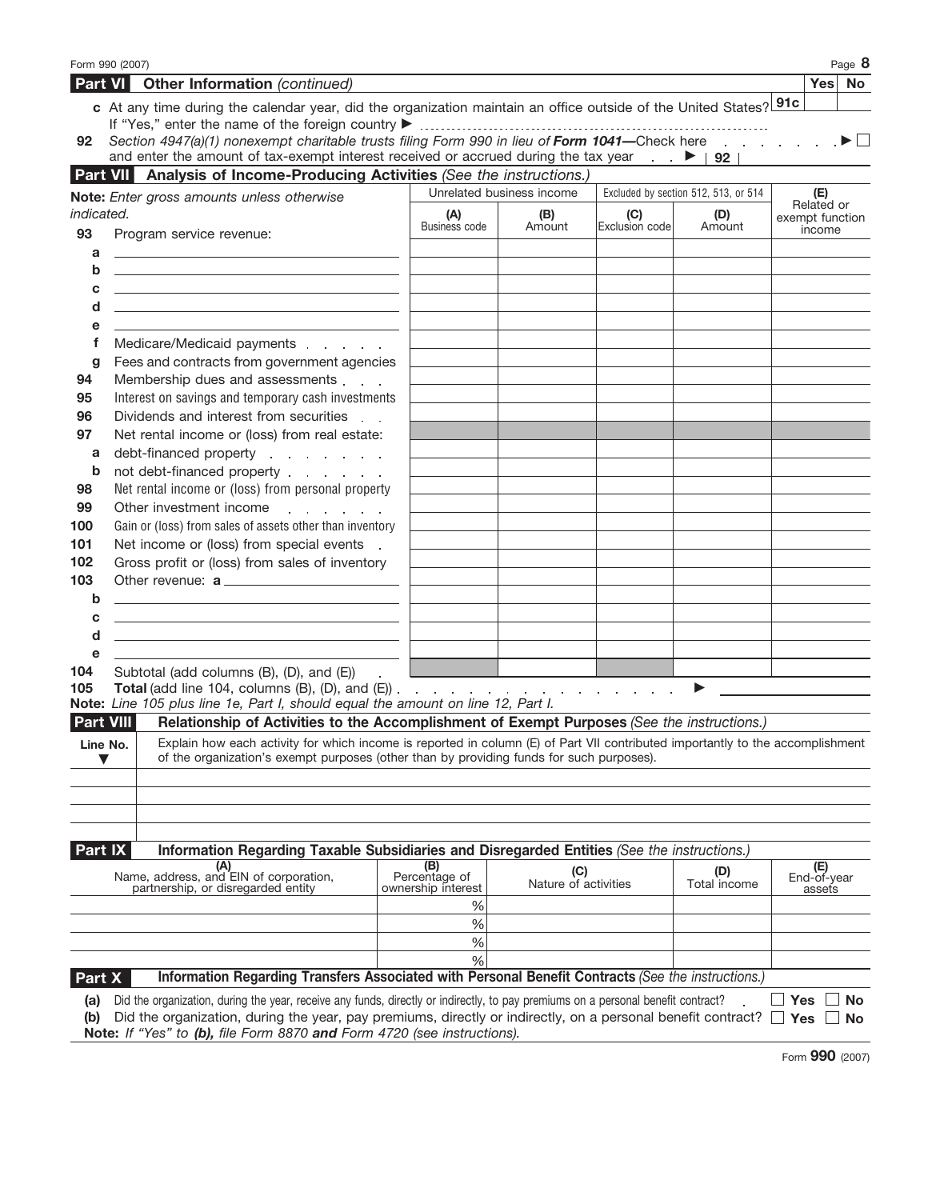Form 990 (2007)

## Part VI Other Information *(continued)*

| | | Yes | No |
|---|---|---|---|
| **c** At any time during the calendar year, did the organization maintain an office outside of the United States? If "Yes," enter the name of the foreign country ▶ | 91c | | |

**92** *Section 4947(a)(1) nonexempt charitable trusts filing Form 990 in lieu of* ***Form 1041***—Check here . . . . . . . ▶ ☐
and enter the amount of tax-exempt interest received or accrued during the tax year . . ▶ | 92 |

## Part VII Analysis of Income-Producing Activities *(See the instructions.)*

| *Note: Enter gross amounts unless otherwise indicated.* | Unrelated business income | | Excluded by section 512, 513, or 514 | | (E) Related or exempt function income |
|---|---|---|---|---|---|
| | (A) Business code | (B) Amount | (C) Exclusion code | (D) Amount | |
| **93** Program service revenue: | | | | | |
| a | | | | | |
| b | | | | | |
| c | | | | | |
| d | | | | | |
| e | | | | | |
| f Medicare/Medicaid payments | | | | | |
| g Fees and contracts from government agencies | | | | | |
| **94** Membership dues and assessments | | | | | |
| **95** Interest on savings and temporary cash investments | | | | | |
| **96** Dividends and interest from securities | | | | | |
| **97** Net rental income or (loss) from real estate: | | | | | |
| a debt-financed property | | | | | |
| b not debt-financed property | | | | | |
| **98** Net rental income or (loss) from personal property | | | | | |
| **99** Other investment income | | | | | |
| **100** Gain or (loss) from sales of assets other than inventory | | | | | |
| **101** Net income or (loss) from special events | | | | | |
| **102** Gross profit or (loss) from sales of inventory | | | | | |
| **103** Other revenue: a | | | | | |
| b | | | | | |
| c | | | | | |
| d | | | | | |
| e | | | | | |
| **104** Subtotal (add columns (B), (D), and (E)) | | | | | |

**105** **Total** (add line 104, columns (B), (D), and (E)) . . . . . . . . . . . . . . . . ▶

**Note:** *Line 105 plus line 1e, Part I, should equal the amount on line 12, Part I.*

## Part VIII Relationship of Activities to the Accomplishment of Exempt Purposes *(See the instructions.)*

| Line No. ▼ | Explain how each activity for which income is reported in column (E) of Part VII contributed importantly to the accomplishment of the organization's exempt purposes (other than by providing funds for such purposes). |
|---|---|
| | |
| | |
| | |
| | |

## Part IX Information Regarding Taxable Subsidiaries and Disregarded Entities *(See the instructions.)*

| (A) Name, address, and EIN of corporation, partnership, or disregarded entity | (B) Percentage of ownership interest | (C) Nature of activities | (D) Total income | (E) End-of-year assets |
|---|---|---|---|---|
| | % | | | |
| | % | | | |
| | % | | | |
| | % | | | |

## Part X Information Regarding Transfers Associated with Personal Benefit Contracts *(See the instructions.)*

**(a)** Did the organization, during the year, receive any funds, directly or indirectly, to pay premiums on a personal benefit contract? ☐ **Yes** ☐ **No**

**(b)** Did the organization, during the year, pay premiums, directly or indirectly, on a personal benefit contract? ☐ **Yes** ☐ **No**

**Note:** *If "Yes" to (b), file Form 8870* ***and*** *Form 4720 (see instructions).*

Form **990** (2007)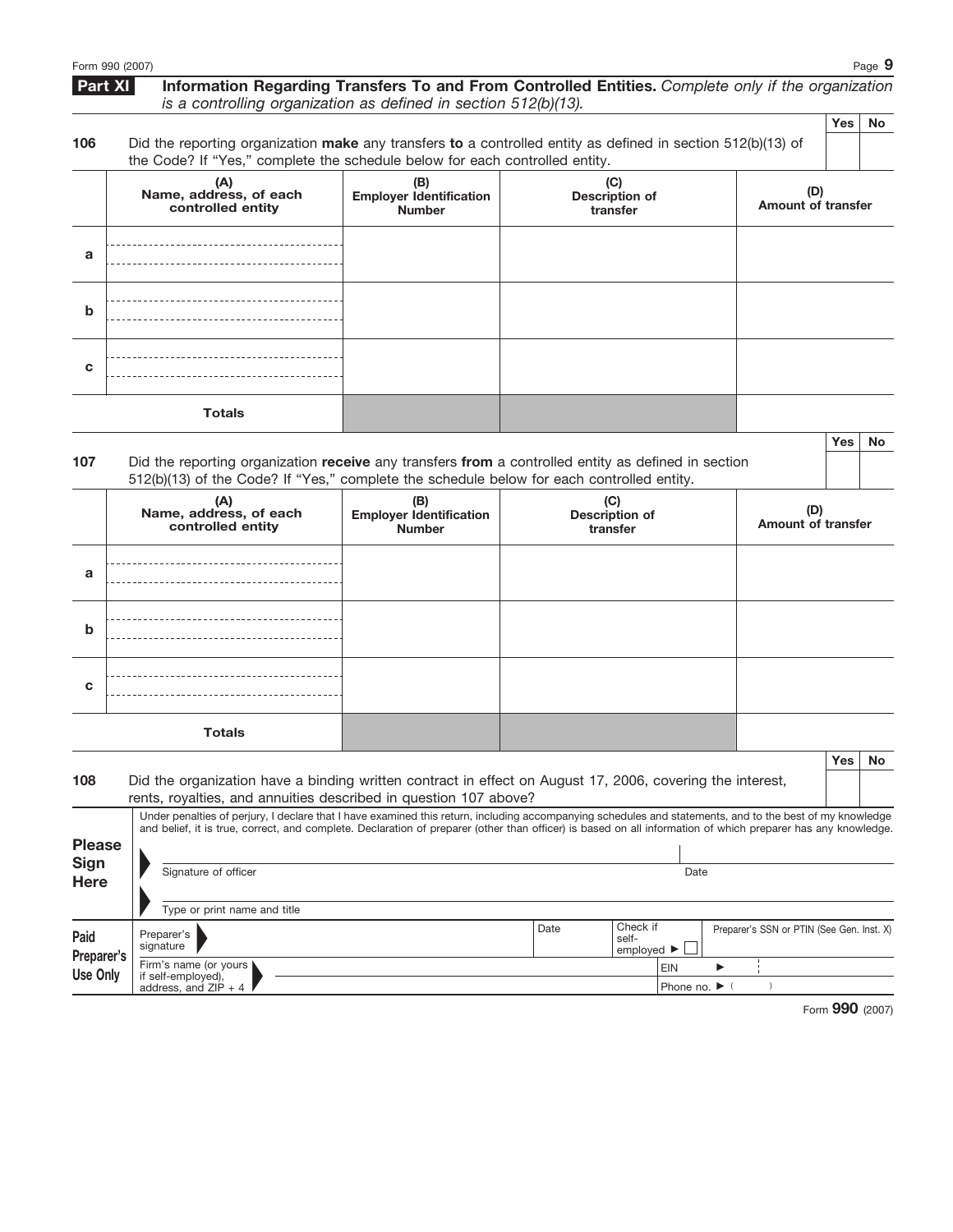## Part XI Information Regarding Transfers To and From Controlled Entities. *Complete only if the organization is a controlling organization as defined in section 512(b)(13).*

| | Yes | No |
|---|---|---|
| **106** Did the reporting organization **make** any transfers **to** a controlled entity as defined in section 512(b)(13) of the Code? If "Yes," complete the schedule below for each controlled entity. | | |

| | (A) Name, address, of each controlled entity | (B) Employer Identification Number | (C) Description of transfer | (D) Amount of transfer |
|---|---|---|---|---|
| a | | | | |
| b | | | | |
| c | | | | |
| | **Totals** | | | |

| | Yes | No |
|---|---|---|
| **107** Did the reporting organization **receive** any transfers **from** a controlled entity as defined in section 512(b)(13) of the Code? If "Yes," complete the schedule below for each controlled entity. | | |

| | (A) Name, address, of each controlled entity | (B) Employer Identification Number | (C) Description of transfer | (D) Amount of transfer |
|---|---|---|---|---|
| a | | | | |
| b | | | | |
| c | | | | |
| | **Totals** | | | |

| | Yes | No |
|---|---|---|
| **108** Did the organization have a binding written contract in effect on August 17, 2006, covering the interest, rents, royalties, and annuities described in question 107 above? | | |

**Please Sign Here**

Under penalties of perjury, I declare that I have examined this return, including accompanying schedules and statements, and to the best of my knowledge and belief, it is true, correct, and complete. Declaration of preparer (other than officer) is based on all information of which preparer has any knowledge.

Signature of officer ___________ Date ___________

Type or print name and title ___________

**Paid Preparer's Use Only**

| | | | | |
|---|---|---|---|---|
| Preparer's signature | | Date | Check if self-employed ► ☐ | Preparer's SSN or PTIN (See Gen. Inst. X) |
| Firm's name (or yours if self-employed), address, and ZIP + 4 | | | EIN ► | |
| | | | Phone no. ► ( ) | |